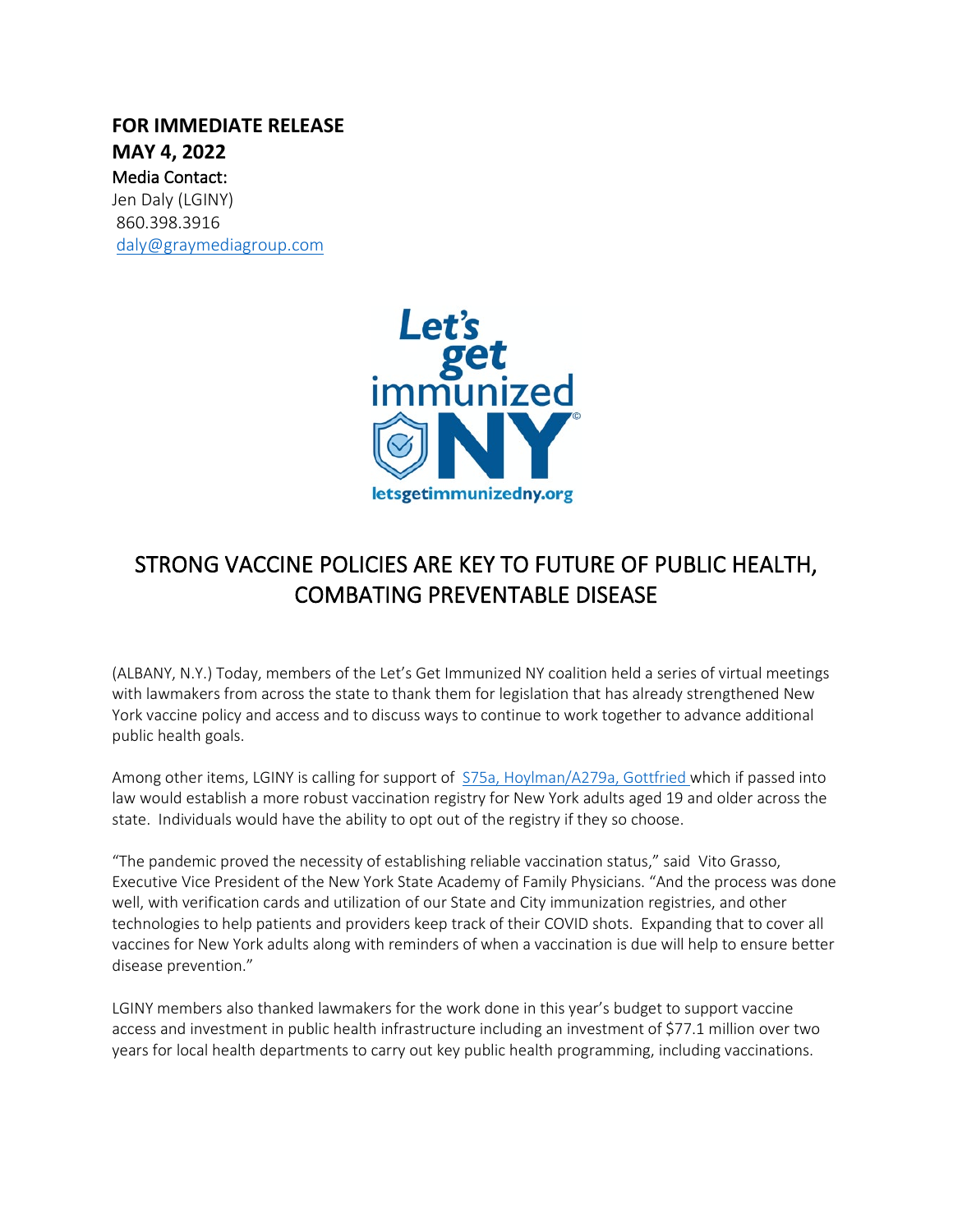**FOR IMMEDIATE RELEASE**
**MAY 4, 2022**
Media Contact:
Jen Daly (LGINY)
860.398.3916
daly@graymediagroup.com

# STRONG VACCINE POLICIES ARE KEY TO FUTURE OF PUBLIC HEALTH, COMBATING PREVENTABLE DISEASE

(ALBANY, N.Y.) Today, members of the Let's Get Immunized NY coalition held a series of virtual meetings with lawmakers from across the state to thank them for legislation that has already strengthened New York vaccine policy and access and to discuss ways to continue to work together to advance additional public health goals.

Among other items, LGINY is calling for support of S75a, Hoylman/A279a, Gottfried which if passed into law would establish a more robust vaccination registry for New York adults aged 19 and older across the state. Individuals would have the ability to opt out of the registry if they so choose.

"The pandemic proved the necessity of establishing reliable vaccination status," said Vito Grasso, Executive Vice President of the New York State Academy of Family Physicians. "And the process was done well, with verification cards and utilization of our State and City immunization registries, and other technologies to help patients and providers keep track of their COVID shots. Expanding that to cover all vaccines for New York adults along with reminders of when a vaccination is due will help to ensure better disease prevention."

LGINY members also thanked lawmakers for the work done in this year's budget to support vaccine access and investment in public health infrastructure including an investment of $77.1 million over two years for local health departments to carry out key public health programming, including vaccinations.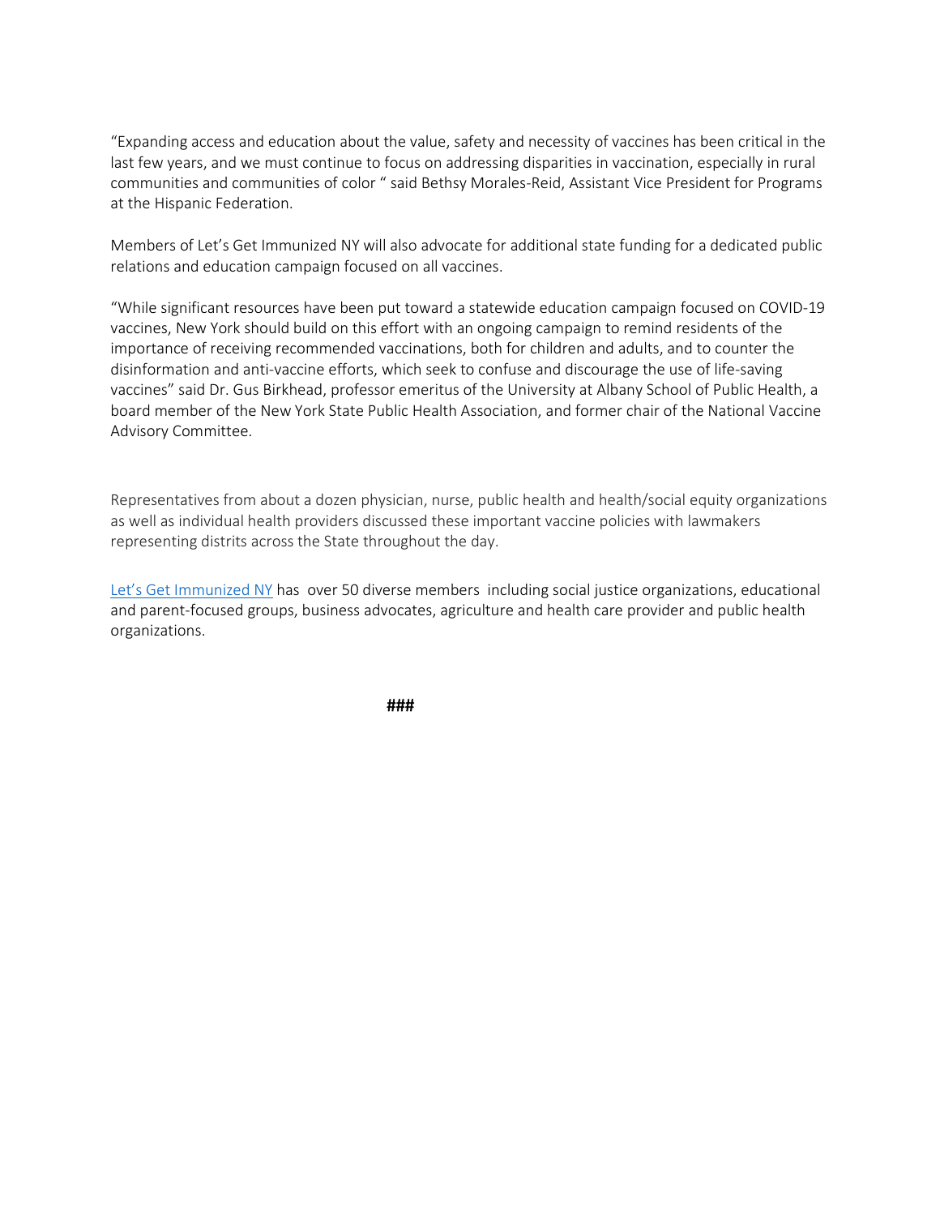"Expanding access and education about the value, safety and necessity of vaccines has been critical in the last few years, and we must continue to focus on addressing disparities in vaccination, especially in rural communities and communities of color " said Bethsy Morales-Reid, Assistant Vice President for Programs at the Hispanic Federation.

Members of Let's Get Immunized NY will also advocate for additional state funding for a dedicated public relations and education campaign focused on all vaccines.

"While significant resources have been put toward a statewide education campaign focused on COVID-19 vaccines, New York should build on this effort with an ongoing campaign to remind residents of the importance of receiving recommended vaccinations, both for children and adults, and to counter the disinformation and anti-vaccine efforts, which seek to confuse and discourage the use of life-saving vaccines" said Dr. Gus Birkhead, professor emeritus of the University at Albany School of Public Health, a board member of the New York State Public Health Association, and former chair of the National Vaccine Advisory Committee.

Representatives from about a dozen physician, nurse, public health and health/social equity organizations as well as individual health providers discussed these important vaccine policies with lawmakers representing distrits across the State throughout the day.

Let's Get Immunized NY has over 50 diverse members including social justice organizations, educational and parent-focused groups, business advocates, agriculture and health care provider and public health organizations.

**###**